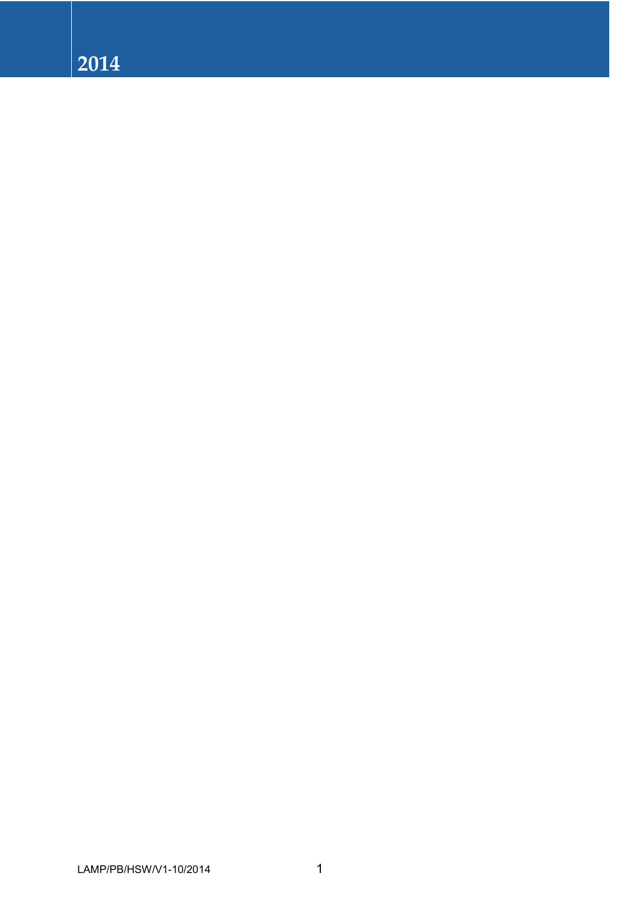# 2014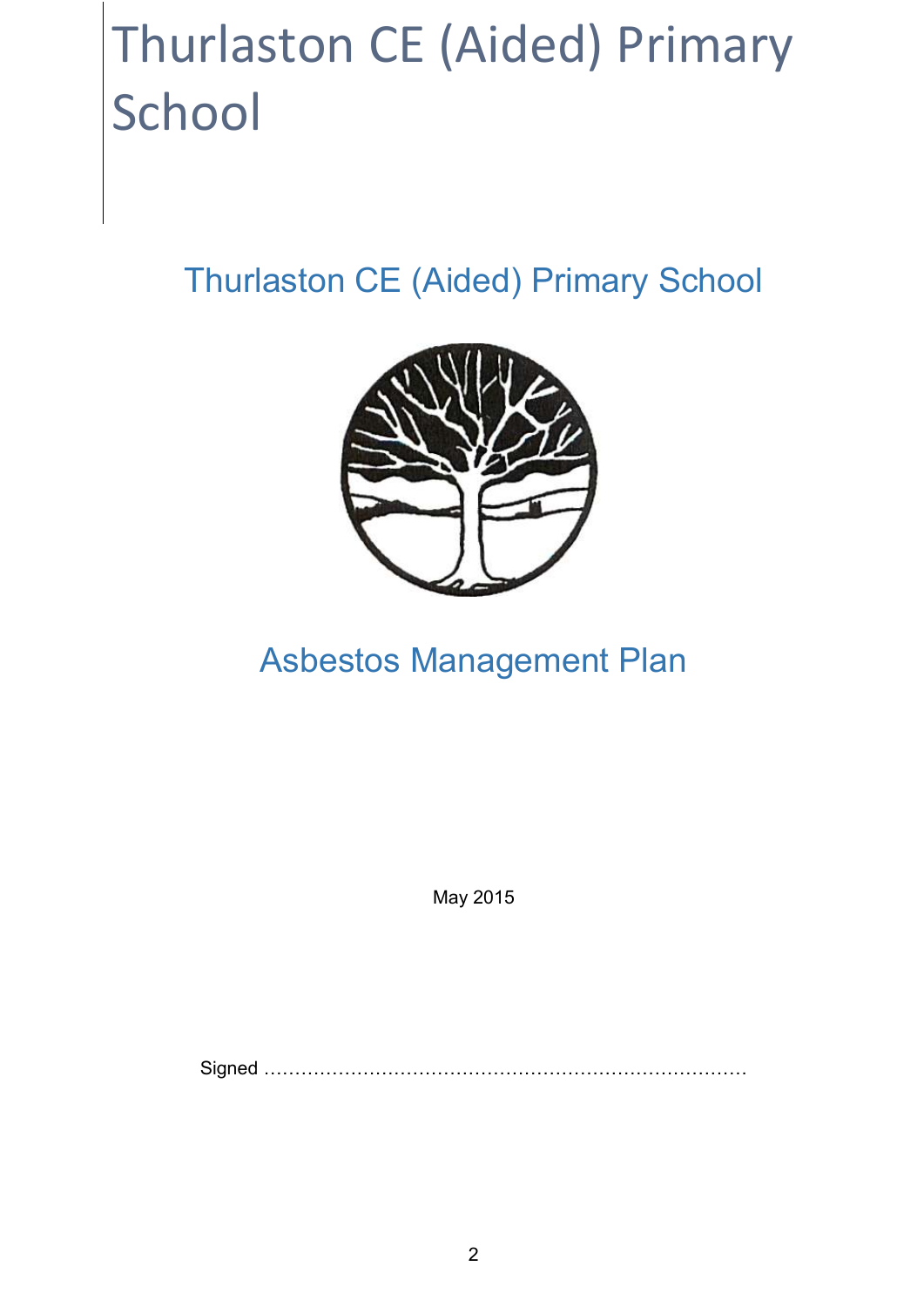# Thurlaston CE (Aided) Primary School

## Thurlaston CE (Aided) Primary School

## Asbestos Management Plan

May 2015

Signed …………………………………………………………………….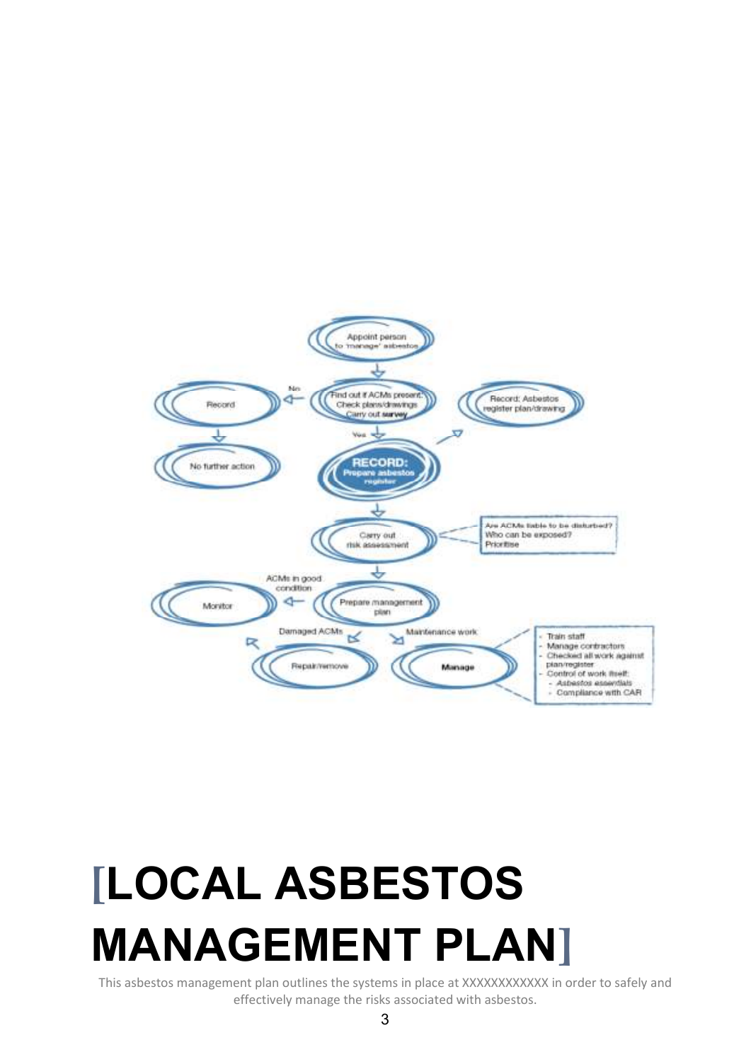Appoint person to 'manage' asbestos

Find out if ACMs present: Check plans/drawings Carry out **survey**

No → Record → No further action

Yes → **RECORD: Prepare asbestos register**

Record: Asbestos register plan/drawing

Carry out risk assessment

Are ACMs liable to be disturbed?
Who can be exposed?
Prioritise

Prepare management plan

ACMs in good condition → Monitor

Damaged ACMs → Repair/remove

Maintenance work → **Manage**

- Train staff
- Manage contractors
- Checked all work against plan/register
- Control of work itself:
  - *Asbestos essentials*
  - Compliance with CAR

# [LOCAL ASBESTOS MANAGEMENT PLAN]

This asbestos management plan outlines the systems in place at XXXXXXXXXXX in order to safely and effectively manage the risks associated with asbestos.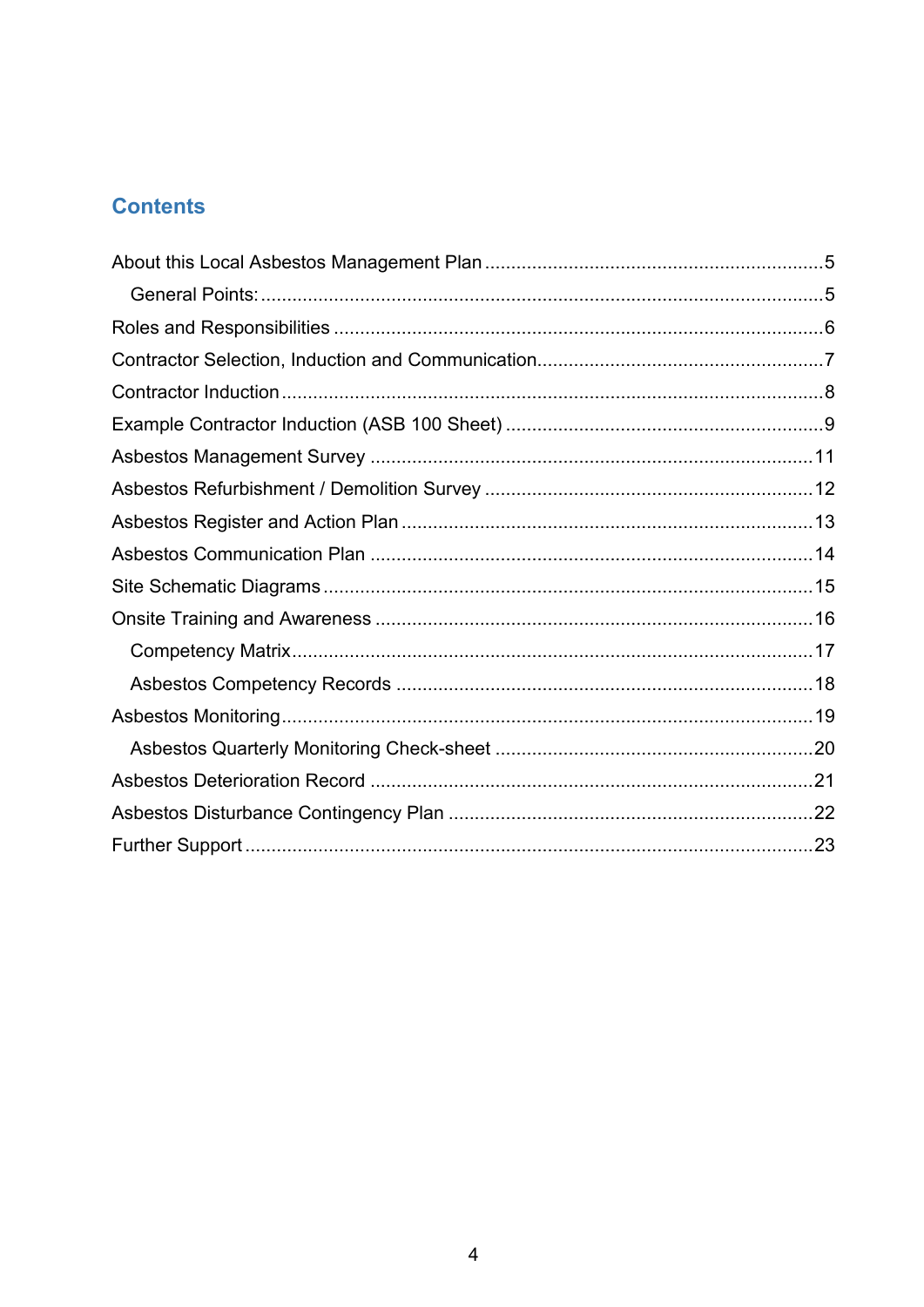## Contents

- About this Local Asbestos Management Plan ....................................................5
  - General Points: ....................................................5
- Roles and Responsibilities ....................................................6
- Contractor Selection, Induction and Communication....................................................7
- Contractor Induction ....................................................8
- Example Contractor Induction (ASB 100 Sheet) ....................................................9
- Asbestos Management Survey ....................................................11
- Asbestos Refurbishment / Demolition Survey ....................................................12
- Asbestos Register and Action Plan ....................................................13
- Asbestos Communication Plan ....................................................14
- Site Schematic Diagrams ....................................................15
- Onsite Training and Awareness ....................................................16
  - Competency Matrix....................................................17
  - Asbestos Competency Records ....................................................18
- Asbestos Monitoring....................................................19
  - Asbestos Quarterly Monitoring Check-sheet ....................................................20
- Asbestos Deterioration Record ....................................................21
- Asbestos Disturbance Contingency Plan ....................................................22
- Further Support ....................................................23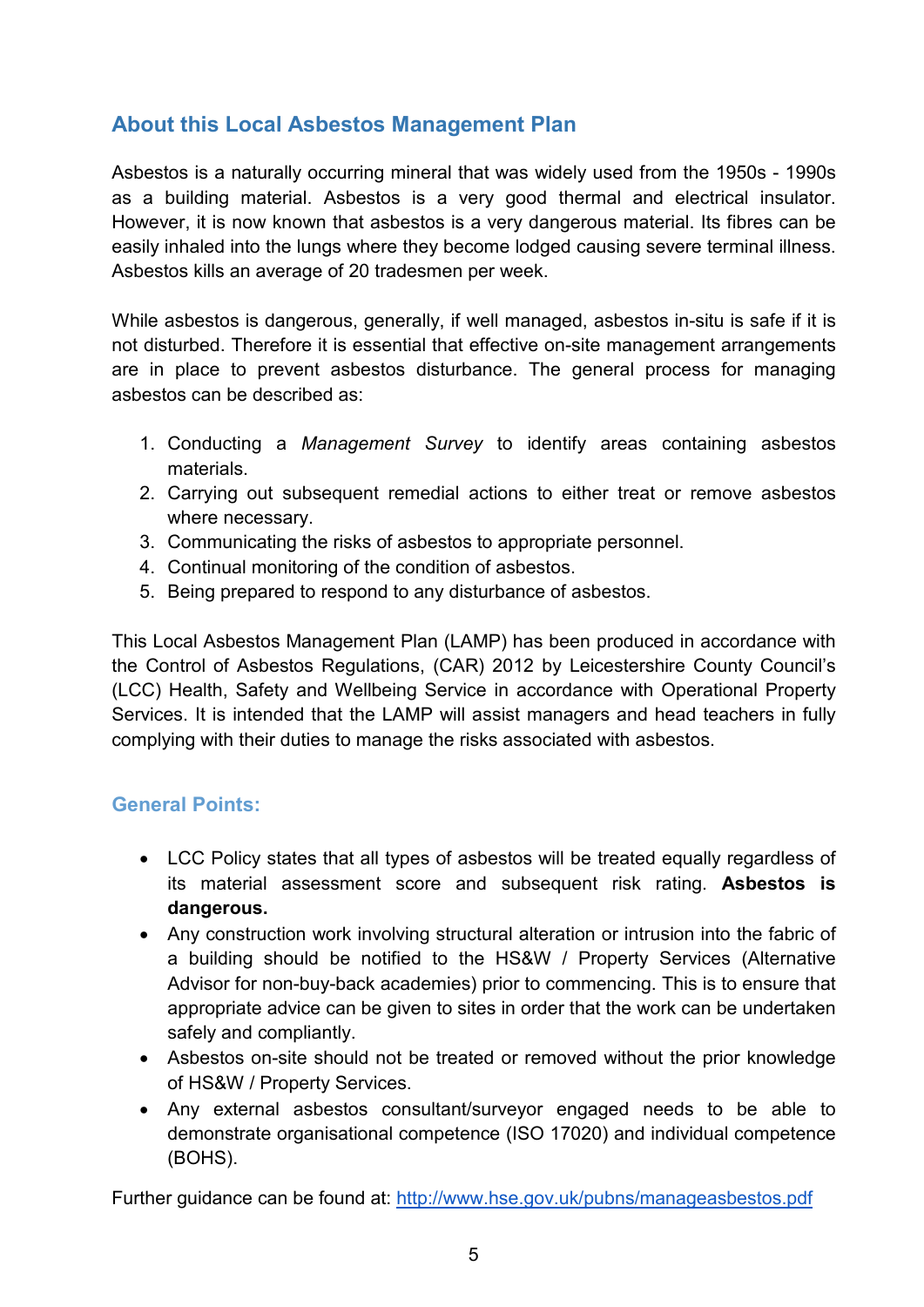## About this Local Asbestos Management Plan

Asbestos is a naturally occurring mineral that was widely used from the 1950s - 1990s as a building material. Asbestos is a very good thermal and electrical insulator. However, it is now known that asbestos is a very dangerous material. Its fibres can be easily inhaled into the lungs where they become lodged causing severe terminal illness. Asbestos kills an average of 20 tradesmen per week.

While asbestos is dangerous, generally, if well managed, asbestos in-situ is safe if it is not disturbed. Therefore it is essential that effective on-site management arrangements are in place to prevent asbestos disturbance. The general process for managing asbestos can be described as:

1. Conducting a *Management Survey* to identify areas containing asbestos materials.
2. Carrying out subsequent remedial actions to either treat or remove asbestos where necessary.
3. Communicating the risks of asbestos to appropriate personnel.
4. Continual monitoring of the condition of asbestos.
5. Being prepared to respond to any disturbance of asbestos.

This Local Asbestos Management Plan (LAMP) has been produced in accordance with the Control of Asbestos Regulations, (CAR) 2012 by Leicestershire County Council's (LCC) Health, Safety and Wellbeing Service in accordance with Operational Property Services. It is intended that the LAMP will assist managers and head teachers in fully complying with their duties to manage the risks associated with asbestos.

### General Points:

- LCC Policy states that all types of asbestos will be treated equally regardless of its material assessment score and subsequent risk rating. **Asbestos is dangerous.**
- Any construction work involving structural alteration or intrusion into the fabric of a building should be notified to the HS&W / Property Services (Alternative Advisor for non-buy-back academies) prior to commencing. This is to ensure that appropriate advice can be given to sites in order that the work can be undertaken safely and compliantly.
- Asbestos on-site should not be treated or removed without the prior knowledge of HS&W / Property Services.
- Any external asbestos consultant/surveyor engaged needs to be able to demonstrate organisational competence (ISO 17020) and individual competence (BOHS).

Further guidance can be found at: [http://www.hse.gov.uk/pubns/manageasbestos.pdf](http://www.hse.gov.uk/pubns/manageasbestos.pdf)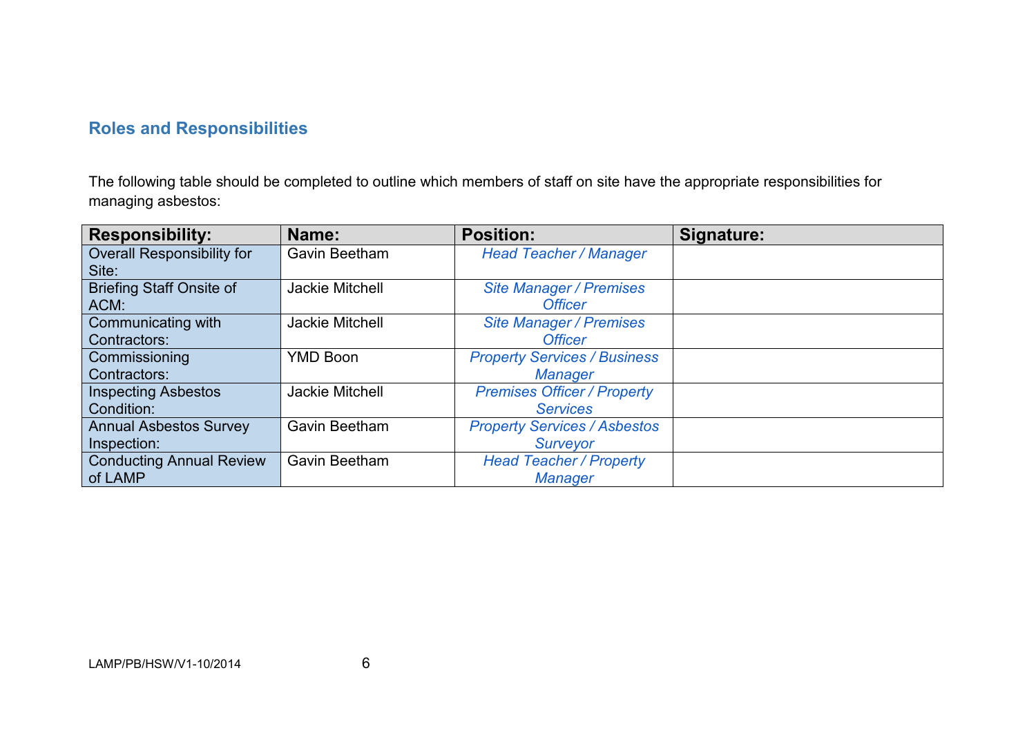## Roles and Responsibilities

The following table should be completed to outline which members of staff on site have the appropriate responsibilities for managing asbestos:

| Responsibility: | Name: | Position: | Signature: |
|---|---|---|---|
| Overall Responsibility for Site: | Gavin Beetham | *Head Teacher / Manager* | |
| Briefing Staff Onsite of ACM: | Jackie Mitchell | *Site Manager / Premises Officer* | |
| Communicating with Contractors: | Jackie Mitchell | *Site Manager / Premises Officer* | |
| Commissioning Contractors: | YMD Boon | *Property Services / Business Manager* | |
| Inspecting Asbestos Condition: | Jackie Mitchell | *Premises Officer / Property Services* | |
| Annual Asbestos Survey Inspection: | Gavin Beetham | *Property Services / Asbestos Surveyor* | |
| Conducting Annual Review of LAMP | Gavin Beetham | *Head Teacher / Property Manager* | |

LAMP/PB/HSW/V1-10/2014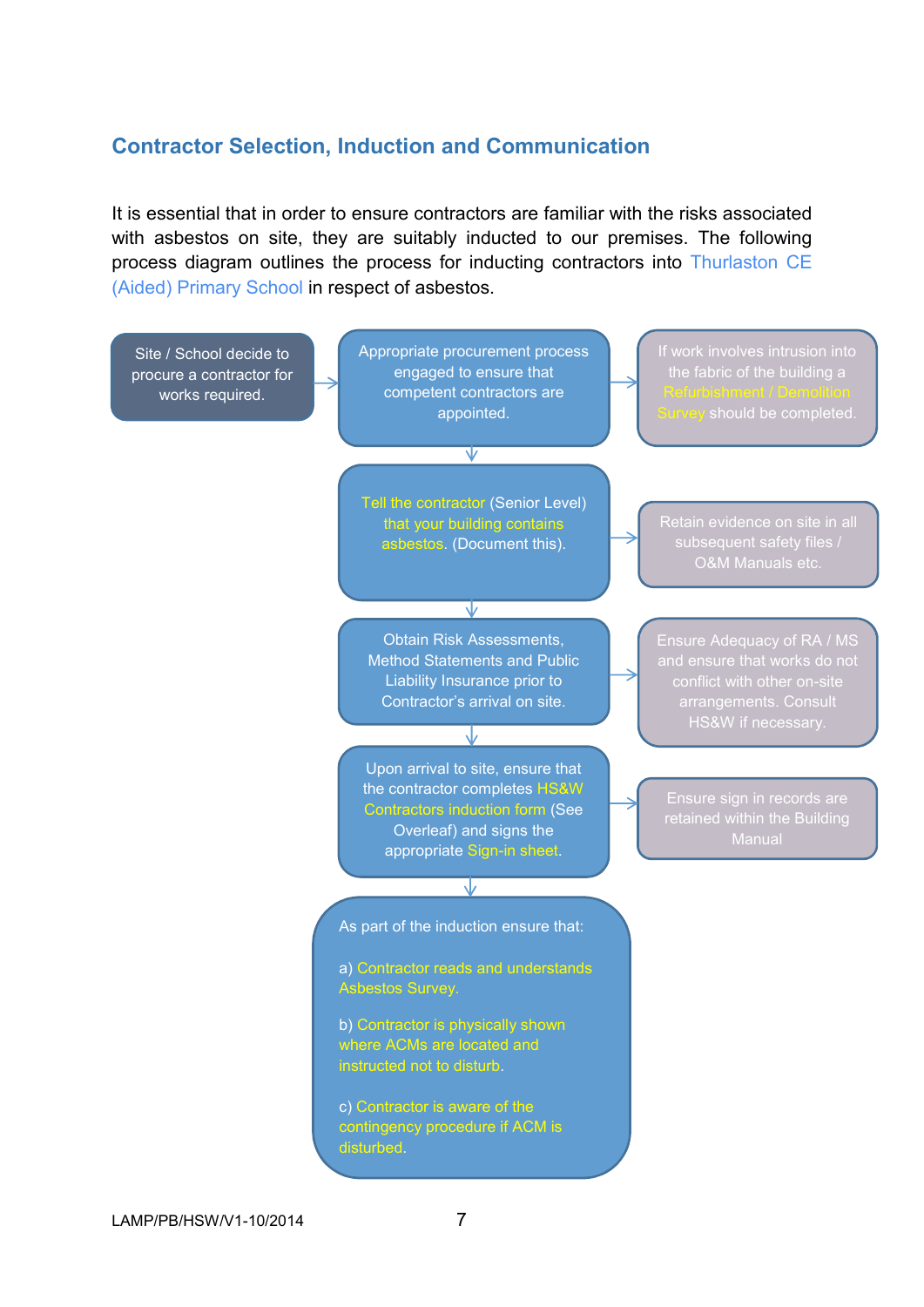## Contractor Selection, Induction and Communication

It is essential that in order to ensure contractors are familiar with the risks associated with asbestos on site, they are suitably inducted to our premises. The following process diagram outlines the process for inducting contractors into Thurlaston CE (Aided) Primary School in respect of asbestos.

Site / School decide to procure a contractor for works required.

→ Appropriate procurement process engaged to ensure that competent contractors are appointed.

→ If work involves intrusion into the fabric of the building a Refurbishment / Demolition Survey should be completed.

↓

Tell the contractor (Senior Level) that your building contains asbestos. (Document this).

→ Retain evidence on site in all subsequent safety files / O&M Manuals etc.

↓

Obtain Risk Assessments, Method Statements and Public Liability Insurance prior to Contractor's arrival on site.

→ Ensure Adequacy of RA / MS and ensure that works do not conflict with other on-site arrangements. Consult HS&W if necessary.

↓

Upon arrival to site, ensure that the contractor completes HS&W Contractors induction form (See Overleaf) and signs the appropriate Sign-in sheet.

→ Ensure sign in records are retained within the Building Manual

↓

As part of the induction ensure that:

a) Contractor reads and understands Asbestos Survey.

b) Contractor is physically shown where ACMs are located and instructed not to disturb.

c) Contractor is aware of the contingency procedure if ACM is disturbed.

LAMP/PB/HSW/V1-10/2014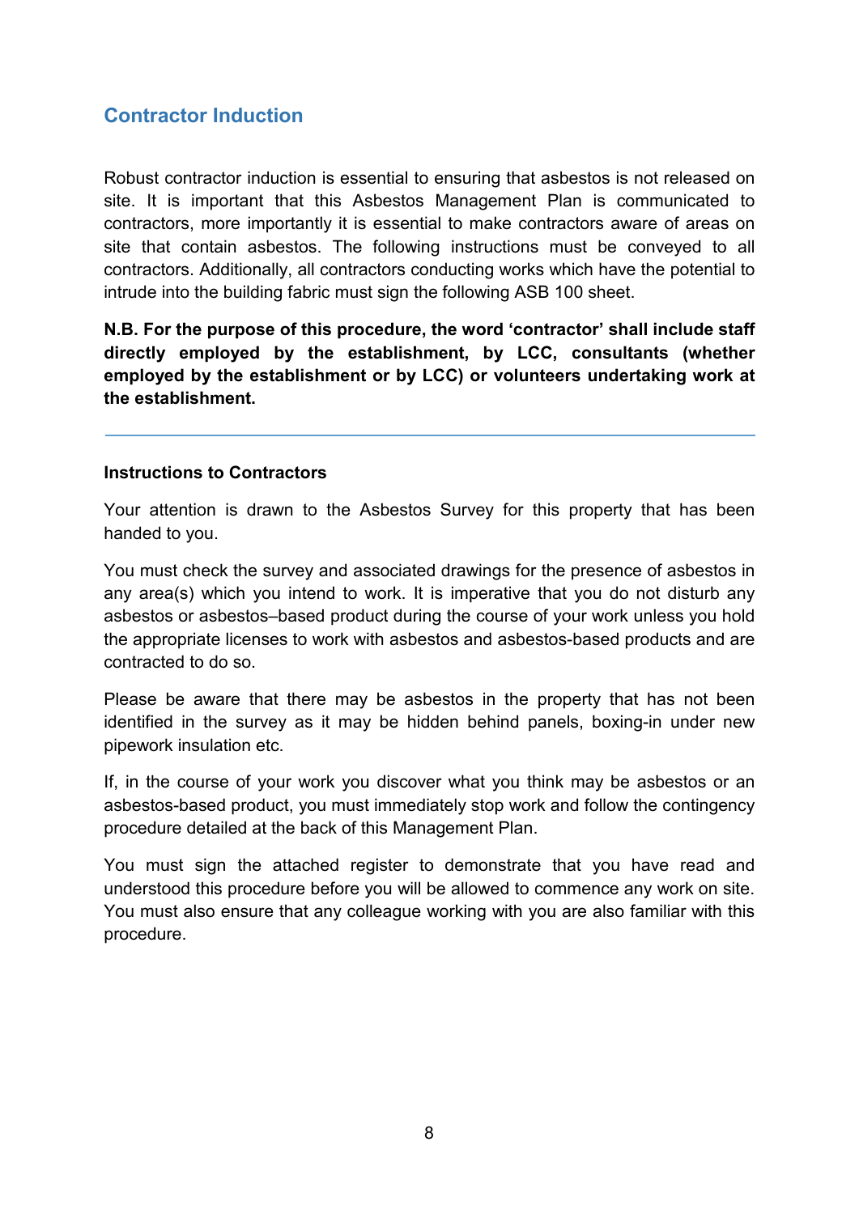## Contractor Induction

Robust contractor induction is essential to ensuring that asbestos is not released on site. It is important that this Asbestos Management Plan is communicated to contractors, more importantly it is essential to make contractors aware of areas on site that contain asbestos. The following instructions must be conveyed to all contractors. Additionally, all contractors conducting works which have the potential to intrude into the building fabric must sign the following ASB 100 sheet.

**N.B. For the purpose of this procedure, the word 'contractor' shall include staff directly employed by the establishment, by LCC, consultants (whether employed by the establishment or by LCC) or volunteers undertaking work at the establishment.**

---

**Instructions to Contractors**

Your attention is drawn to the Asbestos Survey for this property that has been handed to you.

You must check the survey and associated drawings for the presence of asbestos in any area(s) which you intend to work. It is imperative that you do not disturb any asbestos or asbestos–based product during the course of your work unless you hold the appropriate licenses to work with asbestos and asbestos-based products and are contracted to do so.

Please be aware that there may be asbestos in the property that has not been identified in the survey as it may be hidden behind panels, boxing-in under new pipework insulation etc.

If, in the course of your work you discover what you think may be asbestos or an asbestos-based product, you must immediately stop work and follow the contingency procedure detailed at the back of this Management Plan.

You must sign the attached register to demonstrate that you have read and understood this procedure before you will be allowed to commence any work on site. You must also ensure that any colleague working with you are also familiar with this procedure.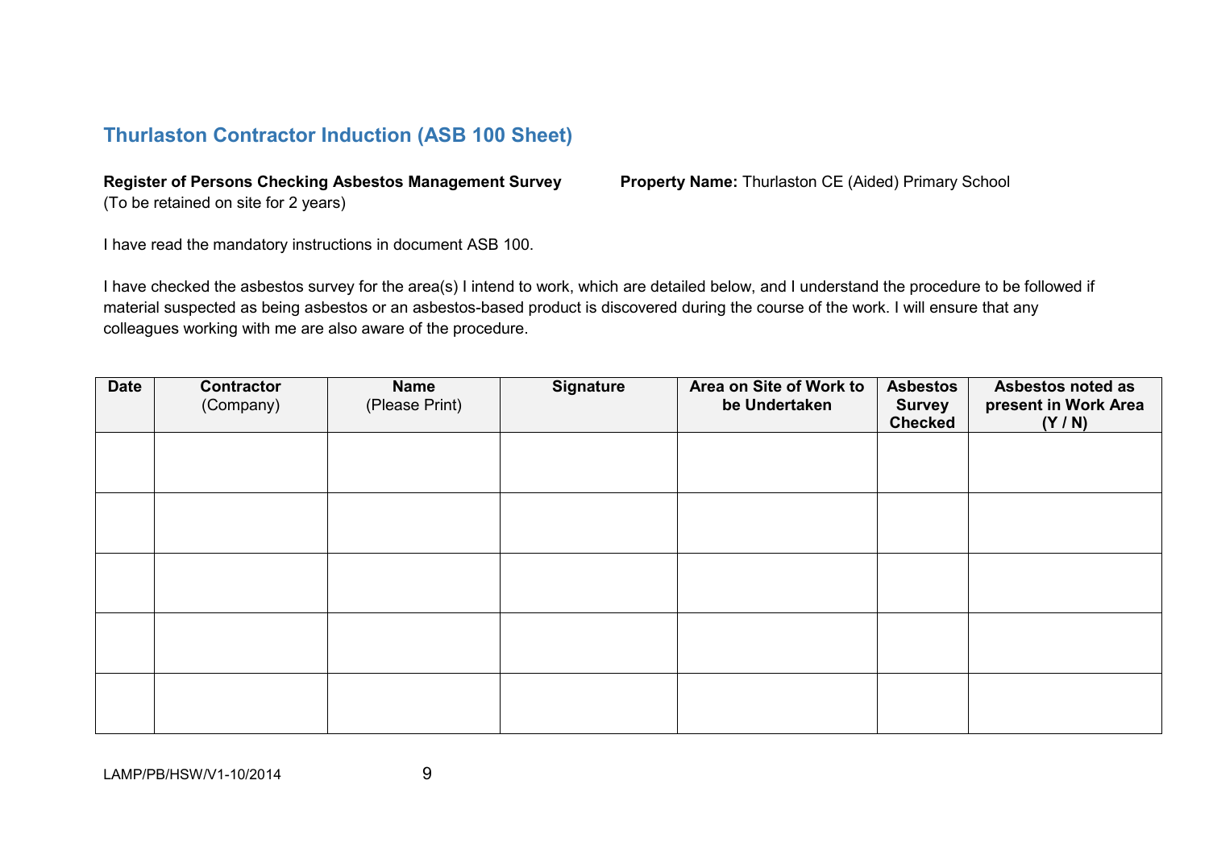## Thurlaston Contractor Induction (ASB 100 Sheet)

**Register of Persons Checking Asbestos Management Survey**
(To be retained on site for 2 years)

**Property Name:** Thurlaston CE (Aided) Primary School

I have read the mandatory instructions in document ASB 100.

I have checked the asbestos survey for the area(s) I intend to work, which are detailed below, and I understand the procedure to be followed if material suspected as being asbestos or an asbestos-based product is discovered during the course of the work. I will ensure that any colleagues working with me are also aware of the procedure.

| **Date** | **Contractor** (Company) | **Name** (Please Print) | **Signature** | **Area on Site of Work to be Undertaken** | **Asbestos Survey Checked** | **Asbestos noted as present in Work Area (Y / N)** |
|---|---|---|---|---|---|---|
| | | | | | | |
| | | | | | | |
| | | | | | | |
| | | | | | | |
| | | | | | | |

LAMP/PB/HSW/V1-10/2014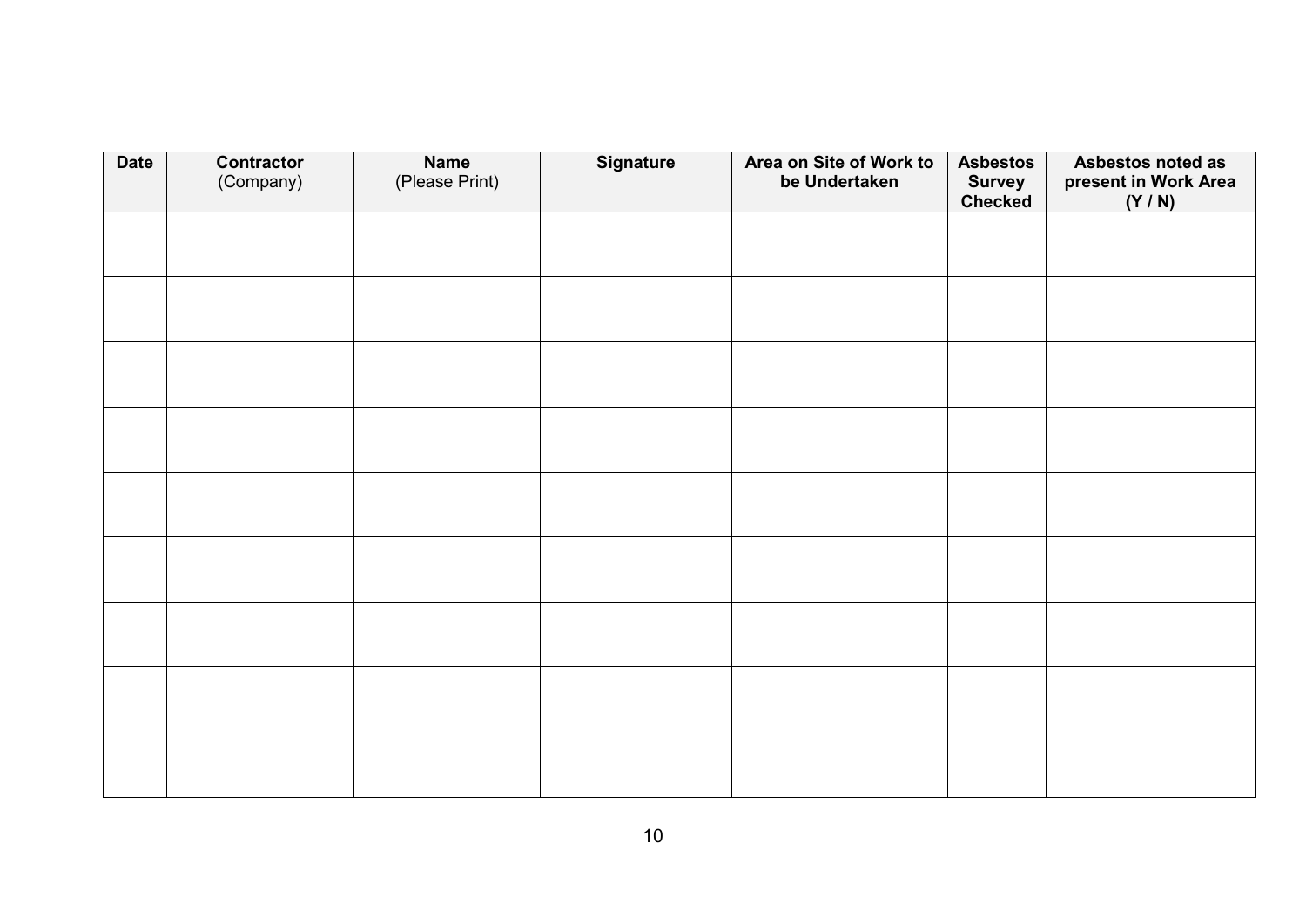| Date | Contractor (Company) | Name (Please Print) | Signature | Area on Site of Work to be Undertaken | Asbestos Survey Checked | Asbestos noted as present in Work Area (Y / N) |
|---|---|---|---|---|---|---|
| | | | | | | |
| | | | | | | |
| | | | | | | |
| | | | | | | |
| | | | | | | |
| | | | | | | |
| | | | | | | |
| | | | | | | |
| | | | | | | |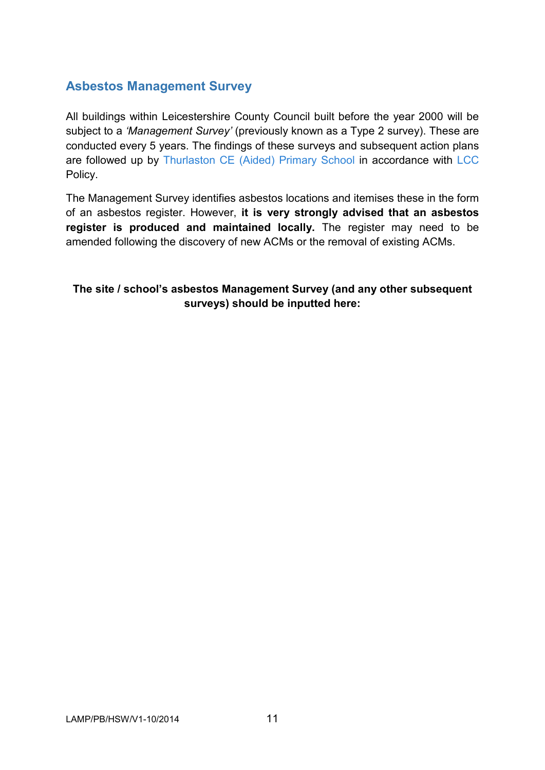## Asbestos Management Survey

All buildings within Leicestershire County Council built before the year 2000 will be subject to a *'Management Survey'* (previously known as a Type 2 survey). These are conducted every 5 years. The findings of these surveys and subsequent action plans are followed up by Thurlaston CE (Aided) Primary School in accordance with LCC Policy.

The Management Survey identifies asbestos locations and itemises these in the form of an asbestos register. However, **it is very strongly advised that an asbestos register is produced and maintained locally.** The register may need to be amended following the discovery of new ACMs or the removal of existing ACMs.

**The site / school's asbestos Management Survey (and any other subsequent surveys) should be inputted here:**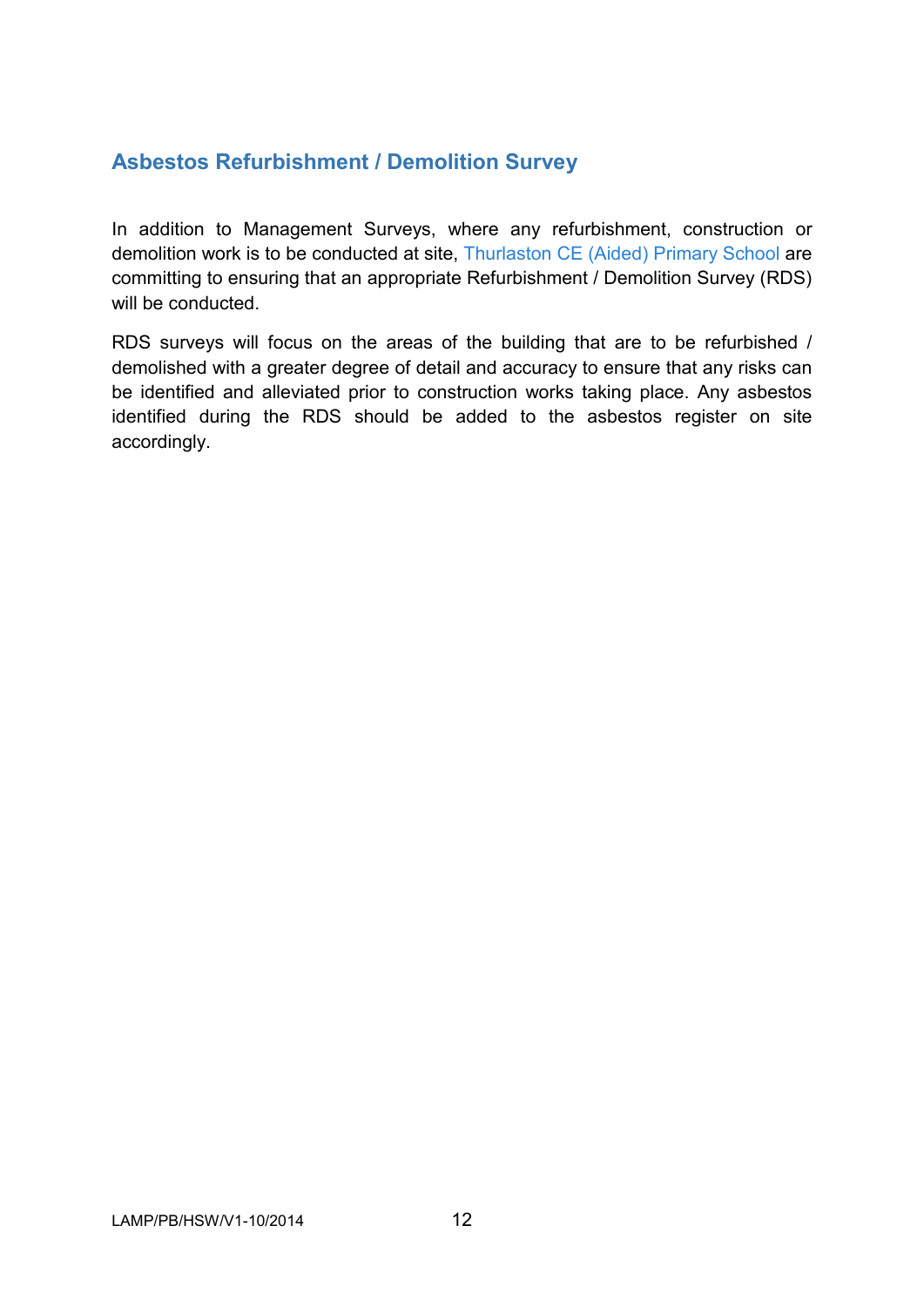## Asbestos Refurbishment / Demolition Survey

In addition to Management Surveys, where any refurbishment, construction or demolition work is to be conducted at site, Thurlaston CE (Aided) Primary School are committing to ensuring that an appropriate Refurbishment / Demolition Survey (RDS) will be conducted.

RDS surveys will focus on the areas of the building that are to be refurbished / demolished with a greater degree of detail and accuracy to ensure that any risks can be identified and alleviated prior to construction works taking place. Any asbestos identified during the RDS should be added to the asbestos register on site accordingly.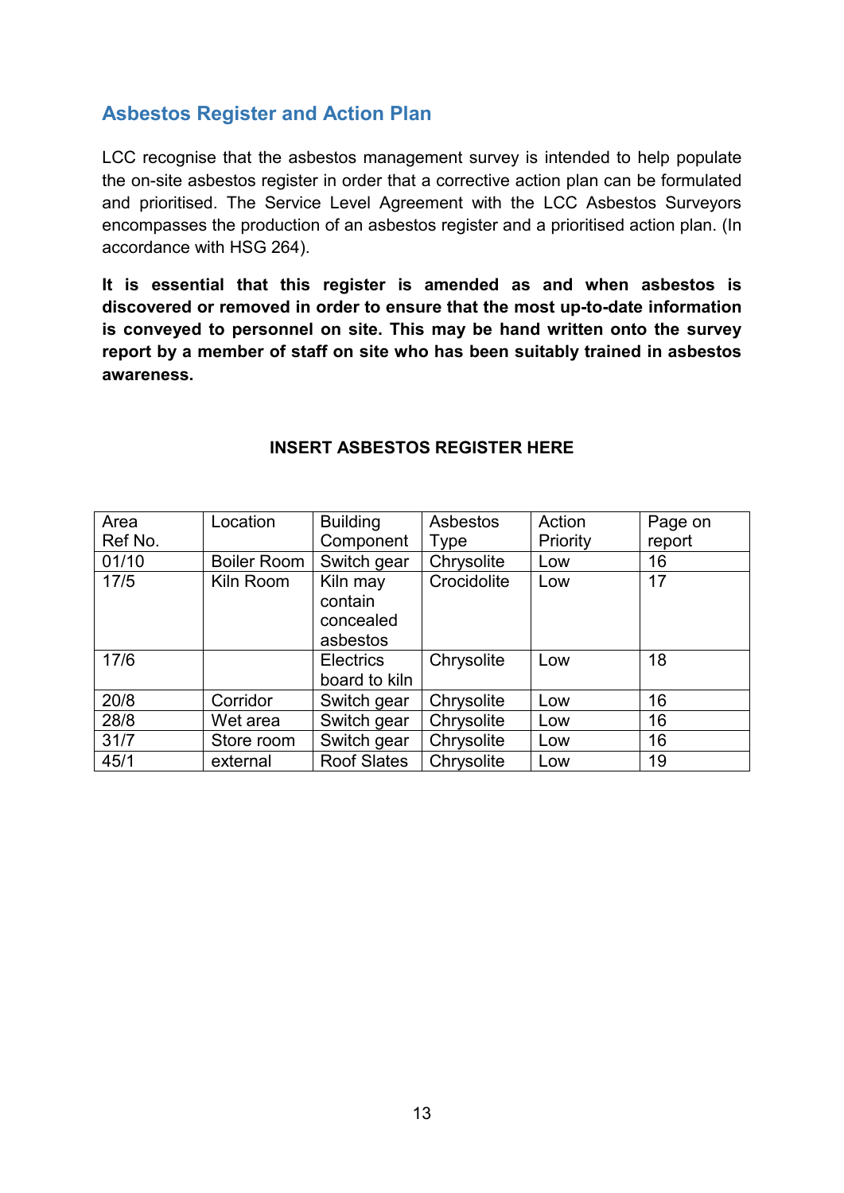## Asbestos Register and Action Plan

LCC recognise that the asbestos management survey is intended to help populate the on-site asbestos register in order that a corrective action plan can be formulated and prioritised. The Service Level Agreement with the LCC Asbestos Surveyors encompasses the production of an asbestos register and a prioritised action plan. (In accordance with HSG 264).

**It is essential that this register is amended as and when asbestos is discovered or removed in order to ensure that the most up-to-date information is conveyed to personnel on site. This may be hand written onto the survey report by a member of staff on site who has been suitably trained in asbestos awareness.**

**INSERT ASBESTOS REGISTER HERE**

| Area Ref No. | Location | Building Component | Asbestos Type | Action Priority | Page on report |
|---|---|---|---|---|---|
| 01/10 | Boiler Room | Switch gear | Chrysolite | Low | 16 |
| 17/5 | Kiln Room | Kiln may contain concealed asbestos | Crocidolite | Low | 17 |
| 17/6 | | Electrics board to kiln | Chrysolite | Low | 18 |
| 20/8 | Corridor | Switch gear | Chrysolite | Low | 16 |
| 28/8 | Wet area | Switch gear | Chrysolite | Low | 16 |
| 31/7 | Store room | Switch gear | Chrysolite | Low | 16 |
| 45/1 | external | Roof Slates | Chrysolite | Low | 19 |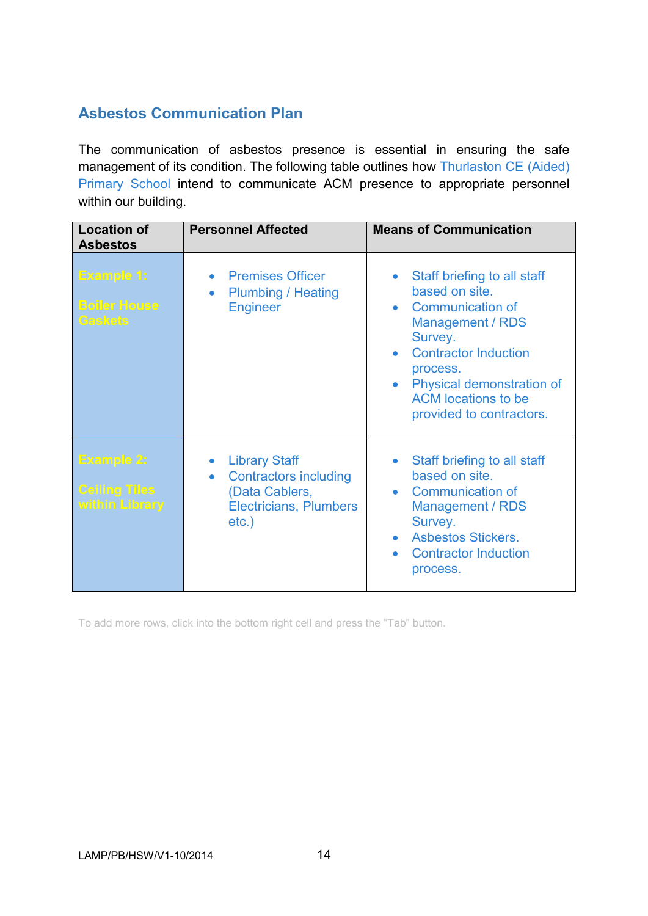## Asbestos Communication Plan

The communication of asbestos presence is essential in ensuring the safe management of its condition. The following table outlines how Thurlaston CE (Aided) Primary School intend to communicate ACM presence to appropriate personnel within our building.

| Location of Asbestos | Personnel Affected | Means of Communication |
|---|---|---|
| **Example 1:**<br><br>**Boiler House Gaskets** | • Premises Officer<br>• Plumbing / Heating Engineer | • Staff briefing to all staff based on site.<br>• Communication of Management / RDS Survey.<br>• Contractor Induction process.<br>• Physical demonstration of ACM locations to be provided to contractors. |
| **Example 2:**<br><br>**Ceiling Tiles within Library** | • Library Staff<br>• Contractors including (Data Cablers, Electricians, Plumbers etc.) | • Staff briefing to all staff based on site.<br>• Communication of Management / RDS Survey.<br>• Asbestos Stickers.<br>• Contractor Induction process. |

To add more rows, click into the bottom right cell and press the "Tab" button.

LAMP/PB/HSW/V1-10/2014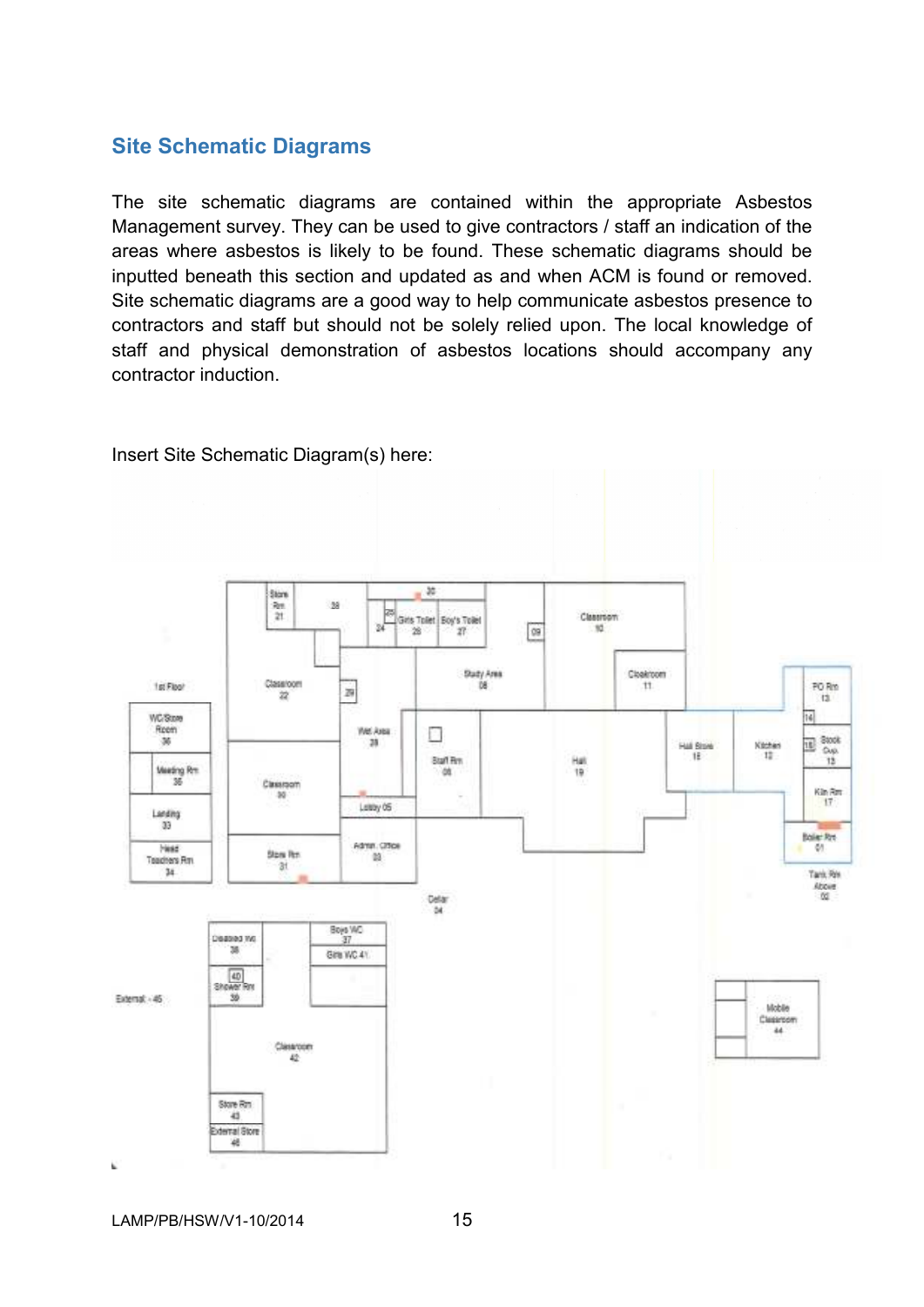## Site Schematic Diagrams

The site schematic diagrams are contained within the appropriate Asbestos Management survey. They can be used to give contractors / staff an indication of the areas where asbestos is likely to be found. These schematic diagrams should be inputted beneath this section and updated as and when ACM is found or removed. Site schematic diagrams are a good way to help communicate asbestos presence to contractors and staff but should not be solely relied upon. The local knowledge of staff and physical demonstration of asbestos locations should accompany any contractor induction.

Insert Site Schematic Diagram(s) here: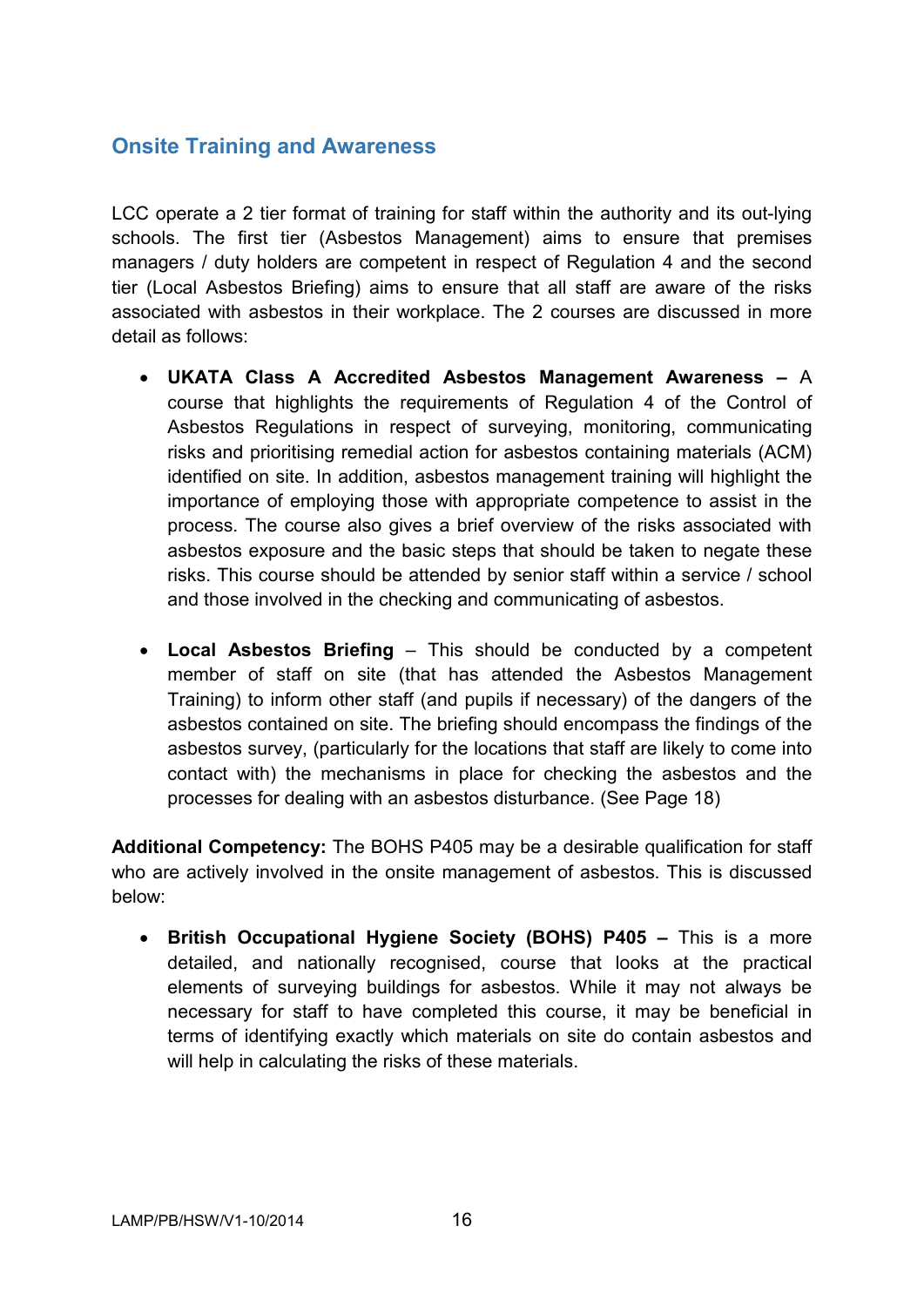## Onsite Training and Awareness

LCC operate a 2 tier format of training for staff within the authority and its out-lying schools. The first tier (Asbestos Management) aims to ensure that premises managers / duty holders are competent in respect of Regulation 4 and the second tier (Local Asbestos Briefing) aims to ensure that all staff are aware of the risks associated with asbestos in their workplace. The 2 courses are discussed in more detail as follows:

- **UKATA Class A Accredited Asbestos Management Awareness –** A course that highlights the requirements of Regulation 4 of the Control of Asbestos Regulations in respect of surveying, monitoring, communicating risks and prioritising remedial action for asbestos containing materials (ACM) identified on site. In addition, asbestos management training will highlight the importance of employing those with appropriate competence to assist in the process. The course also gives a brief overview of the risks associated with asbestos exposure and the basic steps that should be taken to negate these risks. This course should be attended by senior staff within a service / school and those involved in the checking and communicating of asbestos.

- **Local Asbestos Briefing** – This should be conducted by a competent member of staff on site (that has attended the Asbestos Management Training) to inform other staff (and pupils if necessary) of the dangers of the asbestos contained on site. The briefing should encompass the findings of the asbestos survey, (particularly for the locations that staff are likely to come into contact with) the mechanisms in place for checking the asbestos and the processes for dealing with an asbestos disturbance. (See Page 18)

**Additional Competency:** The BOHS P405 may be a desirable qualification for staff who are actively involved in the onsite management of asbestos. This is discussed below:

- **British Occupational Hygiene Society (BOHS) P405 –** This is a more detailed, and nationally recognised, course that looks at the practical elements of surveying buildings for asbestos. While it may not always be necessary for staff to have completed this course, it may be beneficial in terms of identifying exactly which materials on site do contain asbestos and will help in calculating the risks of these materials.

LAMP/PB/HSW/V1-10/2014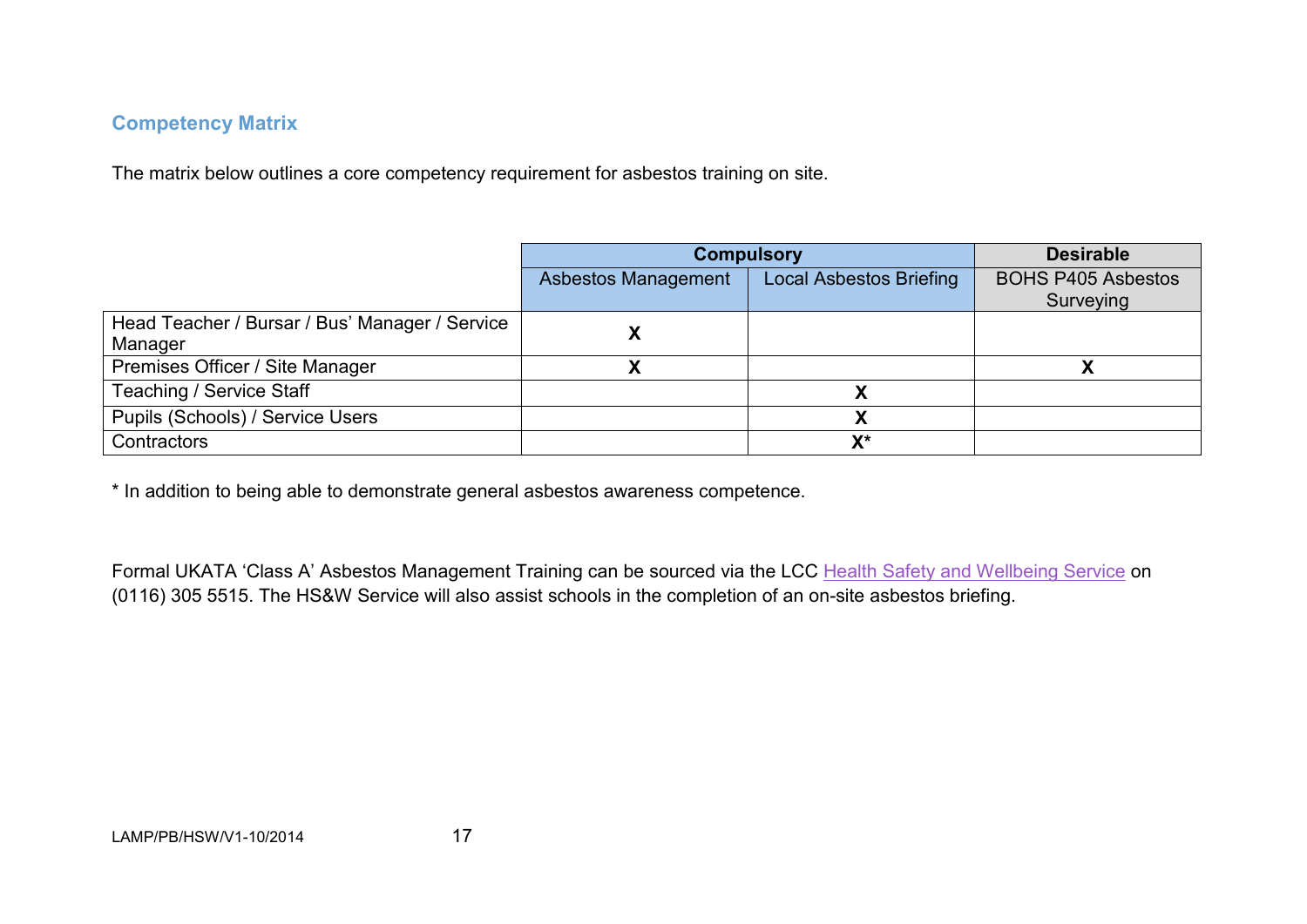## Competency Matrix

The matrix below outlines a core competency requirement for asbestos training on site.

| | Compulsory | | Desirable |
|---|---|---|---|
| | Asbestos Management | Local Asbestos Briefing | BOHS P405 Asbestos Surveying |
| Head Teacher / Bursar / Bus' Manager / Service Manager | X | | |
| Premises Officer / Site Manager | X | | X |
| Teaching / Service Staff | | X | |
| Pupils (Schools) / Service Users | | X | |
| Contractors | | X* | |

* In addition to being able to demonstrate general asbestos awareness competence.

Formal UKATA 'Class A' Asbestos Management Training can be sourced via the LCC Health Safety and Wellbeing Service on (0116) 305 5515. The HS&W Service will also assist schools in the completion of an on-site asbestos briefing.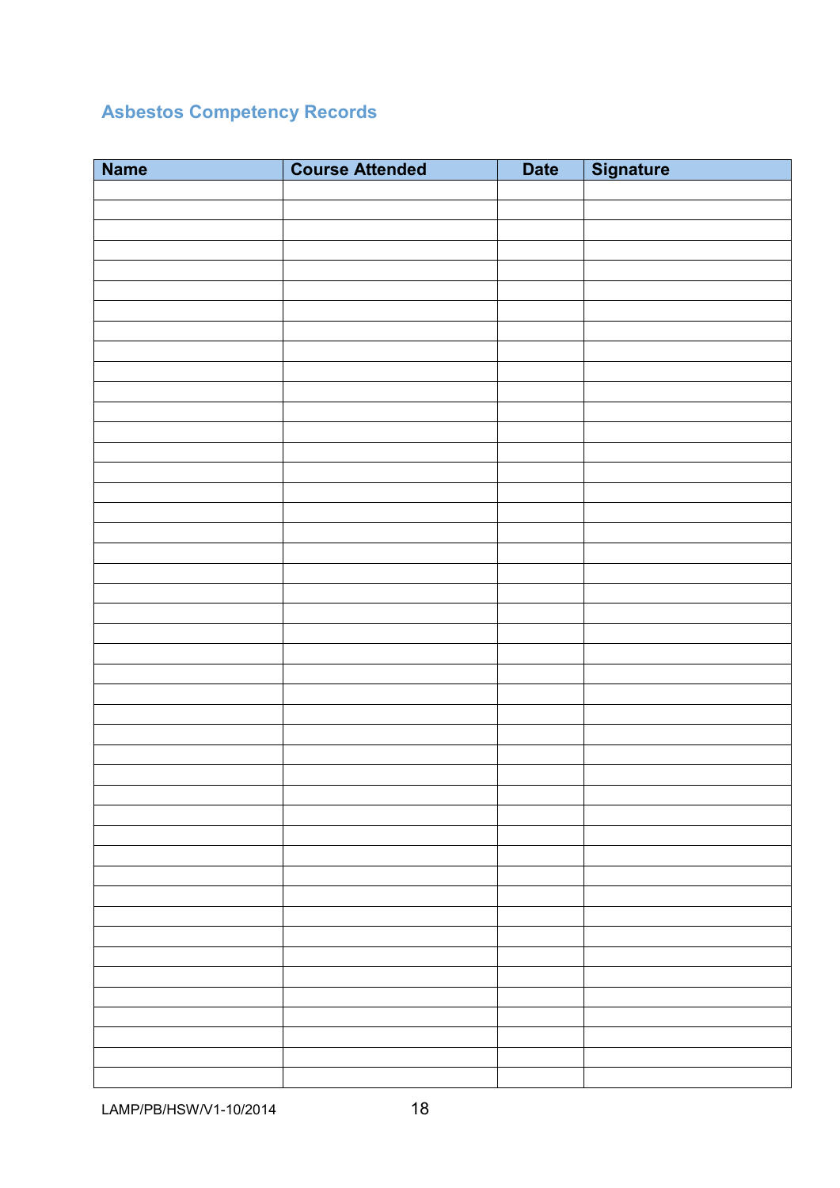## Asbestos Competency Records

| Name | Course Attended | Date | Signature |
|---|---|---|---|
| | | | |
| | | | |
| | | | |
| | | | |
| | | | |
| | | | |
| | | | |
| | | | |
| | | | |
| | | | |
| | | | |
| | | | |
| | | | |
| | | | |
| | | | |
| | | | |
| | | | |
| | | | |
| | | | |
| | | | |
| | | | |
| | | | |
| | | | |
| | | | |
| | | | |
| | | | |
| | | | |
| | | | |
| | | | |
| | | | |
| | | | |
| | | | |
| | | | |
| | | | |
| | | | |
| | | | |
| | | | |
| | | | |
| | | | |
| | | | |
| | | | |
| | | | |
| | | | |
| | | | |
| | | | |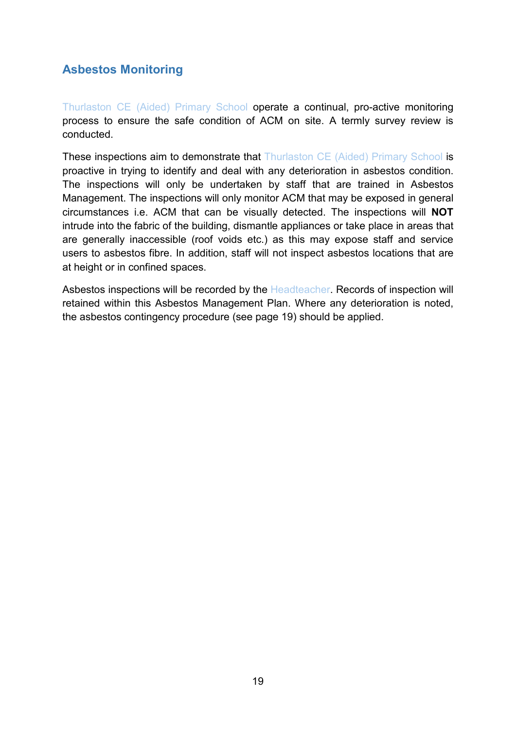## Asbestos Monitoring

Thurlaston CE (Aided) Primary School operate a continual, pro-active monitoring process to ensure the safe condition of ACM on site. A termly survey review is conducted.

These inspections aim to demonstrate that Thurlaston CE (Aided) Primary School is proactive in trying to identify and deal with any deterioration in asbestos condition. The inspections will only be undertaken by staff that are trained in Asbestos Management. The inspections will only monitor ACM that may be exposed in general circumstances i.e. ACM that can be visually detected. The inspections will **NOT** intrude into the fabric of the building, dismantle appliances or take place in areas that are generally inaccessible (roof voids etc.) as this may expose staff and service users to asbestos fibre. In addition, staff will not inspect asbestos locations that are at height or in confined spaces.

Asbestos inspections will be recorded by the Headteacher. Records of inspection will retained within this Asbestos Management Plan. Where any deterioration is noted, the asbestos contingency procedure (see page 19) should be applied.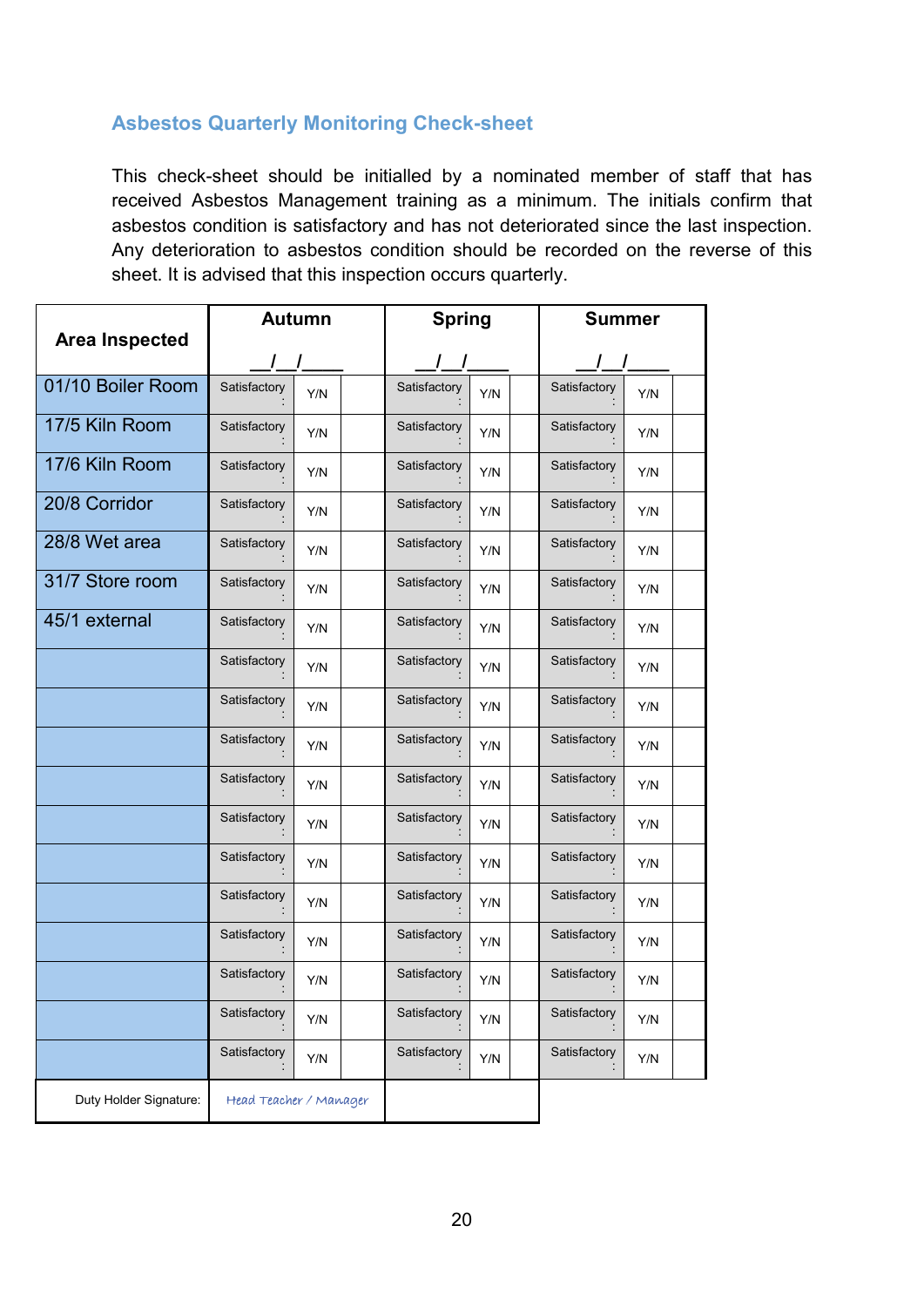## Asbestos Quarterly Monitoring Check-sheet

This check-sheet should be initialled by a nominated member of staff that has received Asbestos Management training as a minimum. The initials confirm that asbestos condition is satisfactory and has not deteriorated since the last inspection. Any deterioration to asbestos condition should be recorded on the reverse of this sheet. It is advised that this inspection occurs quarterly.

| Area Inspected | Autumn __/__/____ | | | Spring __/__/____ | | | Summer __/__/____ | | |
|---|---|---|---|---|---|---|---|---|---|
| 01/10 Boiler Room | Satisfactory: | Y/N | | Satisfactory: | Y/N | | Satisfactory: | Y/N | |
| 17/5 Kiln Room | Satisfactory: | Y/N | | Satisfactory: | Y/N | | Satisfactory: | Y/N | |
| 17/6 Kiln Room | Satisfactory: | Y/N | | Satisfactory: | Y/N | | Satisfactory: | Y/N | |
| 20/8 Corridor | Satisfactory: | Y/N | | Satisfactory: | Y/N | | Satisfactory: | Y/N | |
| 28/8 Wet area | Satisfactory: | Y/N | | Satisfactory: | Y/N | | Satisfactory: | Y/N | |
| 31/7 Store room | Satisfactory: | Y/N | | Satisfactory: | Y/N | | Satisfactory: | Y/N | |
| 45/1 external | Satisfactory: | Y/N | | Satisfactory: | Y/N | | Satisfactory: | Y/N | |
| | Satisfactory: | Y/N | | Satisfactory: | Y/N | | Satisfactory: | Y/N | |
| | Satisfactory: | Y/N | | Satisfactory: | Y/N | | Satisfactory: | Y/N | |
| | Satisfactory: | Y/N | | Satisfactory: | Y/N | | Satisfactory: | Y/N | |
| | Satisfactory: | Y/N | | Satisfactory: | Y/N | | Satisfactory: | Y/N | |
| | Satisfactory: | Y/N | | Satisfactory: | Y/N | | Satisfactory: | Y/N | |
| | Satisfactory: | Y/N | | Satisfactory: | Y/N | | Satisfactory: | Y/N | |
| | Satisfactory: | Y/N | | Satisfactory: | Y/N | | Satisfactory: | Y/N | |
| | Satisfactory: | Y/N | | Satisfactory: | Y/N | | Satisfactory: | Y/N | |
| | Satisfactory: | Y/N | | Satisfactory: | Y/N | | Satisfactory: | Y/N | |
| | Satisfactory: | Y/N | | Satisfactory: | Y/N | | Satisfactory: | Y/N | |
| | Satisfactory: | Y/N | | Satisfactory: | Y/N | | Satisfactory: | Y/N | |
| Duty Holder Signature: | Head Teacher / Manager | | | | | | | | |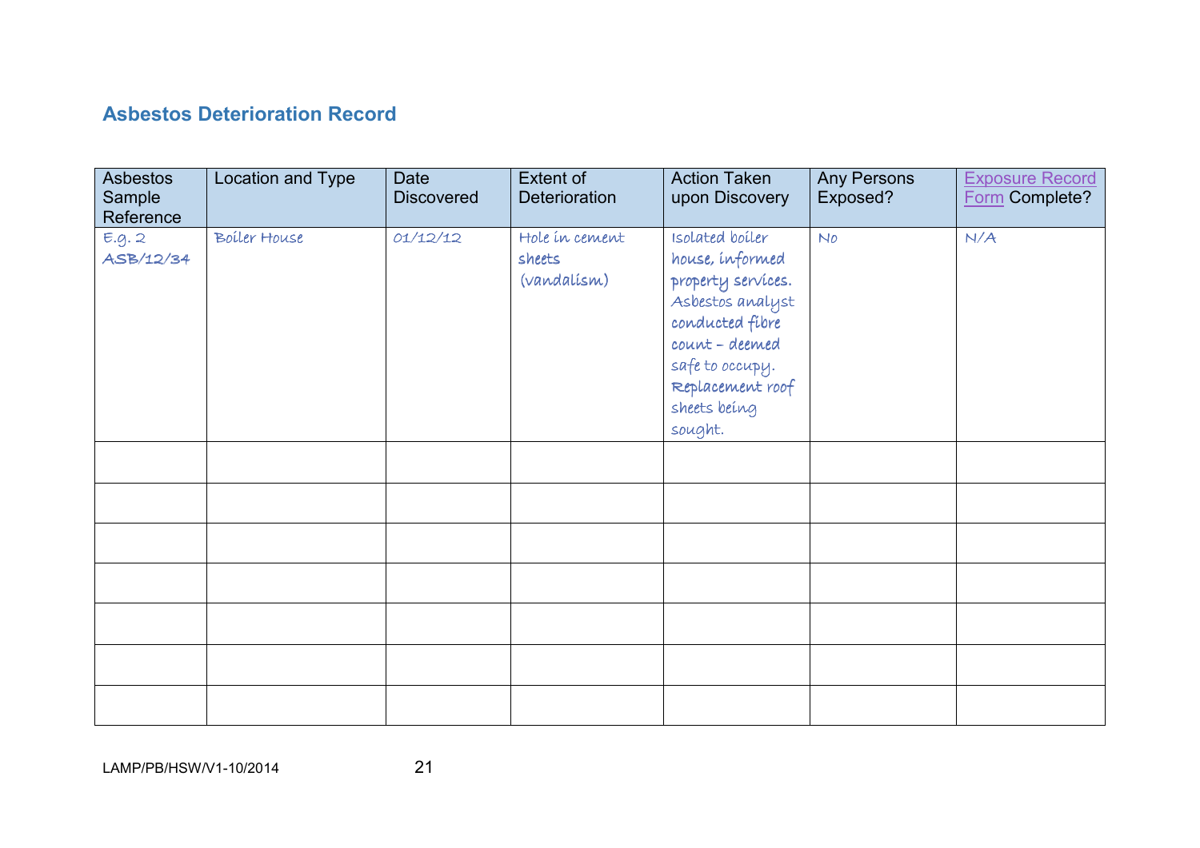## Asbestos Deterioration Record

| Asbestos Sample Reference | Location and Type | Date Discovered | Extent of Deterioration | Action Taken upon Discovery | Any Persons Exposed? | Exposure Record Form Complete? |
|---|---|---|---|---|---|---|
| E.g. 2 ASB/12/34 | Boiler House | 01/12/12 | Hole in cement sheets (vandalism) | Isolated boiler house, informed property services. Asbestos analyst conducted fibre count – deemed safe to occupy. Replacement roof sheets being sought. | No | N/A |
| | | | | | | |
| | | | | | | |
| | | | | | | |
| | | | | | | |
| | | | | | | |
| | | | | | | |
| | | | | | | |

LAMP/PB/HSW/V1-10/2014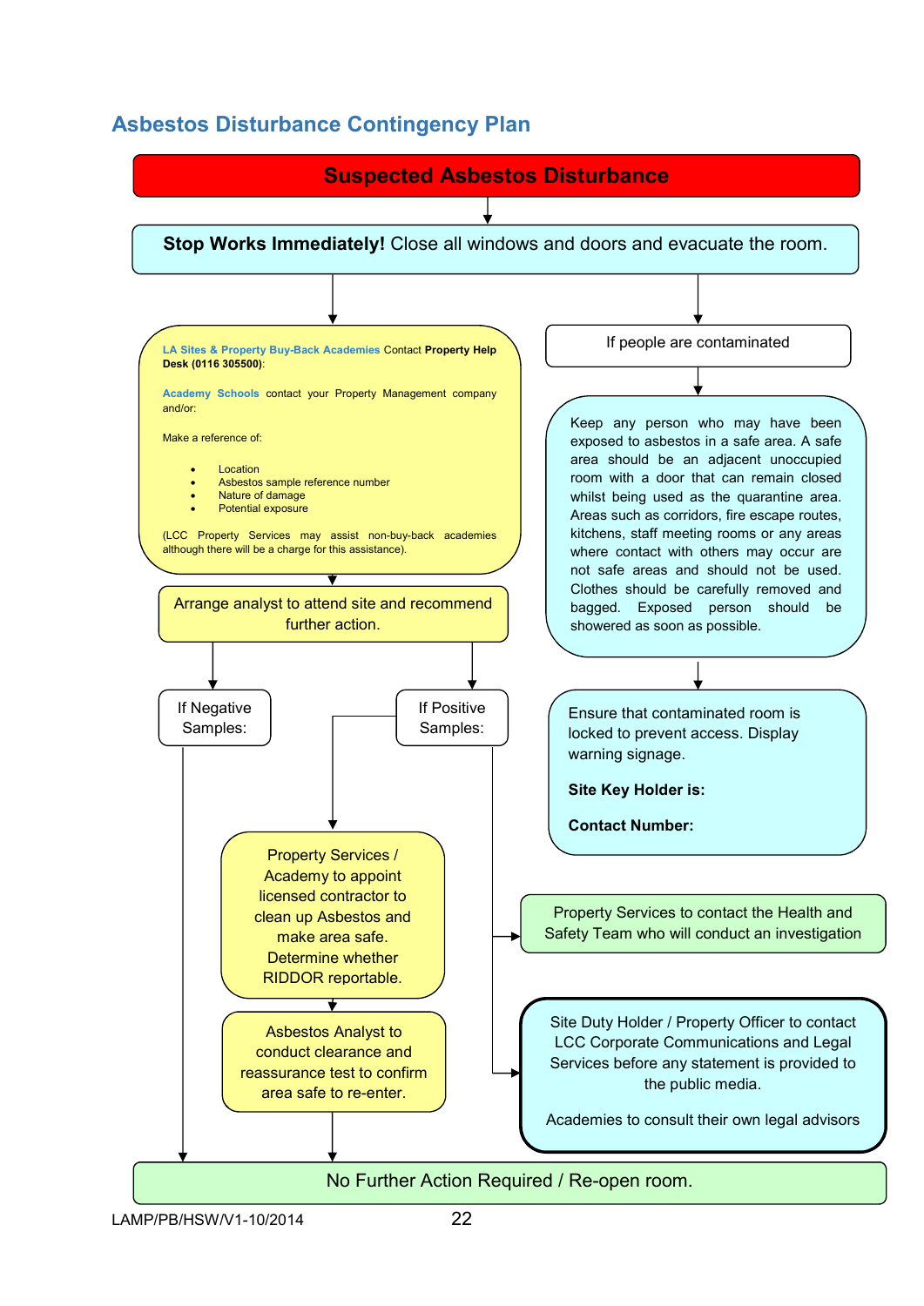# Asbestos Disturbance Contingency Plan

**Suspected Asbestos Disturbance**

**Stop Works Immediately!** Close all windows and doors and evacuate the room.

**LA Sites & Property Buy-Back Academies** Contact **Property Help Desk (0116 305500)**:

**Academy Schools** contact your Property Management company and/or:

Make a reference of:

- Location
- Asbestos sample reference number
- Nature of damage
- Potential exposure

(LCC Property Services may assist non-buy-back academies although there will be a charge for this assistance).

Arrange analyst to attend site and recommend further action.

**If Negative Samples:** → No Further Action Required / Re-open room.

**If Positive Samples:**

- Property Services / Academy to appoint licensed contractor to clean up Asbestos and make area safe. Determine whether RIDDOR reportable.
  - Asbestos Analyst to conduct clearance and reassurance test to confirm area safe to re-enter.
  - No Further Action Required / Re-open room.
- Property Services to contact the Health and Safety Team who will conduct an investigation
- Site Duty Holder / Property Officer to contact LCC Corporate Communications and Legal Services before any statement is provided to the public media.

  Academies to consult their own legal advisors

**If people are contaminated**

Keep any person who may have been exposed to asbestos in a safe area. A safe area should be an adjacent unoccupied room with a door that can remain closed whilst being used as the quarantine area. Areas such as corridors, fire escape routes, kitchens, staff meeting rooms or any areas where contact with others may occur are not safe areas and should not be used. Clothes should be carefully removed and bagged. Exposed person should be showered as soon as possible.

Ensure that contaminated room is locked to prevent access. Display warning signage.

**Site Key Holder is:**

**Contact Number:**

**No Further Action Required / Re-open room.**

LAMP/PB/HSW/V1-10/2014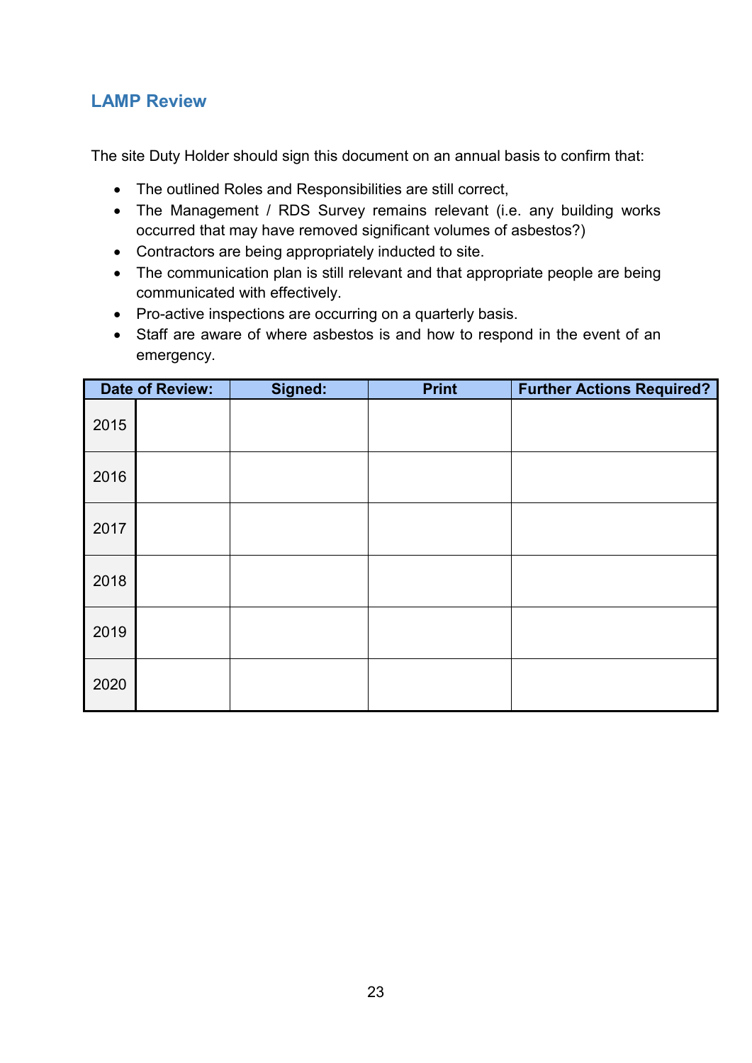## LAMP Review

The site Duty Holder should sign this document on an annual basis to confirm that:

- The outlined Roles and Responsibilities are still correct,
- The Management / RDS Survey remains relevant (i.e. any building works occurred that may have removed significant volumes of asbestos?)
- Contractors are being appropriately inducted to site.
- The communication plan is still relevant and that appropriate people are being communicated with effectively.
- Pro-active inspections are occurring on a quarterly basis.
- Staff are aware of where asbestos is and how to respond in the event of an emergency.

| Date of Review: | | Signed: | Print | Further Actions Required? |
|---|---|---|---|---|
| 2015 | | | | |
| 2016 | | | | |
| 2017 | | | | |
| 2018 | | | | |
| 2019 | | | | |
| 2020 | | | | |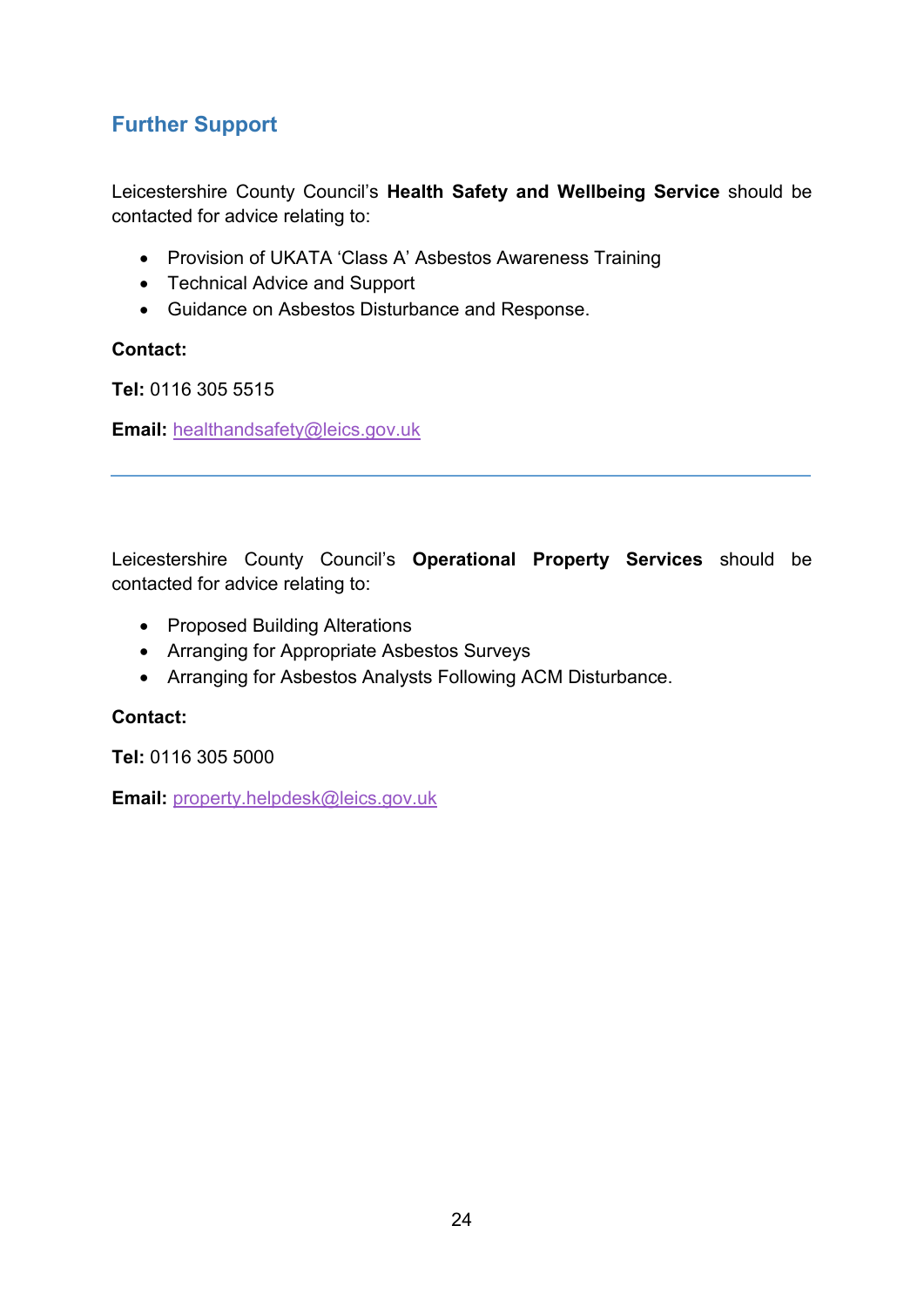## Further Support

Leicestershire County Council's **Health Safety and Wellbeing Service** should be contacted for advice relating to:

- Provision of UKATA 'Class A' Asbestos Awareness Training
- Technical Advice and Support
- Guidance on Asbestos Disturbance and Response.

**Contact:**

**Tel:** 0116 305 5515

**Email:** healthandsafety@leics.gov.uk

---

Leicestershire County Council's **Operational Property Services** should be contacted for advice relating to:

- Proposed Building Alterations
- Arranging for Appropriate Asbestos Surveys
- Arranging for Asbestos Analysts Following ACM Disturbance.

**Contact:**

**Tel:** 0116 305 5000

**Email:** property.helpdesk@leics.gov.uk